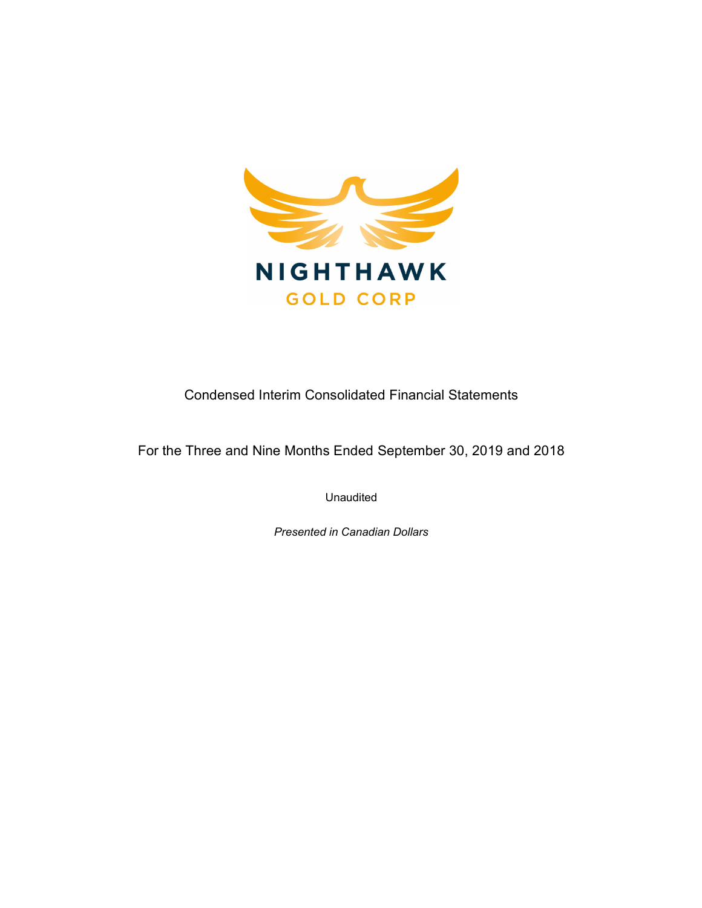NIGHTHAWK

GOLD CORP

Condensed Interim Consolidated Financial Statements

For the Three and Nine Months Ended September 30, 2019 and 2018

Unaudited

*Presented in Canadian Dollars*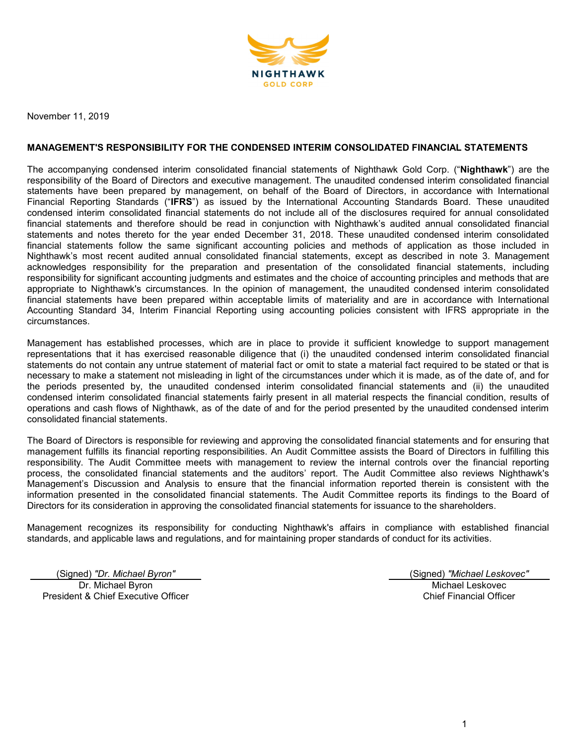November 11, 2019

## MANAGEMENT'S RESPONSIBILITY FOR THE CONDENSED INTERIM CONSOLIDATED FINANCIAL STATEMENTS

The accompanying condensed interim consolidated financial statements of Nighthawk Gold Corp. ("**Nighthawk**") are the responsibility of the Board of Directors and executive management. The unaudited condensed interim consolidated financial statements have been prepared by management, on behalf of the Board of Directors, in accordance with International Financial Reporting Standards ("**IFRS**") as issued by the International Accounting Standards Board. These unaudited condensed interim consolidated financial statements do not include all of the disclosures required for annual consolidated financial statements and therefore should be read in conjunction with Nighthawk's audited annual consolidated financial statements and notes thereto for the year ended December 31, 2018. These unaudited condensed interim consolidated financial statements follow the same significant accounting policies and methods of application as those included in Nighthawk's most recent audited annual consolidated financial statements, except as described in note 3. Management acknowledges responsibility for the preparation and presentation of the consolidated financial statements, including responsibility for significant accounting judgments and estimates and the choice of accounting principles and methods that are appropriate to Nighthawk's circumstances. In the opinion of management, the unaudited condensed interim consolidated financial statements have been prepared within acceptable limits of materiality and are in accordance with International Accounting Standard 34, Interim Financial Reporting using accounting policies consistent with IFRS appropriate in the circumstances.

Management has established processes, which are in place to provide it sufficient knowledge to support management representations that it has exercised reasonable diligence that (i) the unaudited condensed interim consolidated financial statements do not contain any untrue statement of material fact or omit to state a material fact required to be stated or that is necessary to make a statement not misleading in light of the circumstances under which it is made, as of the date of, and for the periods presented by, the unaudited condensed interim consolidated financial statements and (ii) the unaudited condensed interim consolidated financial statements fairly present in all material respects the financial condition, results of operations and cash flows of Nighthawk, as of the date of and for the period presented by the unaudited condensed interim consolidated financial statements.

The Board of Directors is responsible for reviewing and approving the consolidated financial statements and for ensuring that management fulfills its financial reporting responsibilities. An Audit Committee assists the Board of Directors in fulfilling this responsibility. The Audit Committee meets with management to review the internal controls over the financial reporting process, the consolidated financial statements and the auditors' report. The Audit Committee also reviews Nighthawk's Management's Discussion and Analysis to ensure that the financial information reported therein is consistent with the information presented in the consolidated financial statements. The Audit Committee reports its findings to the Board of Directors for its consideration in approving the consolidated financial statements for issuance to the shareholders.

Management recognizes its responsibility for conducting Nighthawk's affairs in compliance with established financial standards, and applicable laws and regulations, and for maintaining proper standards of conduct for its activities.

(Signed) *"Dr. Michael Byron"*
Dr. Michael Byron
President & Chief Executive Officer

(Signed) *"Michael Leskovec"*
Michael Leskovec
Chief Financial Officer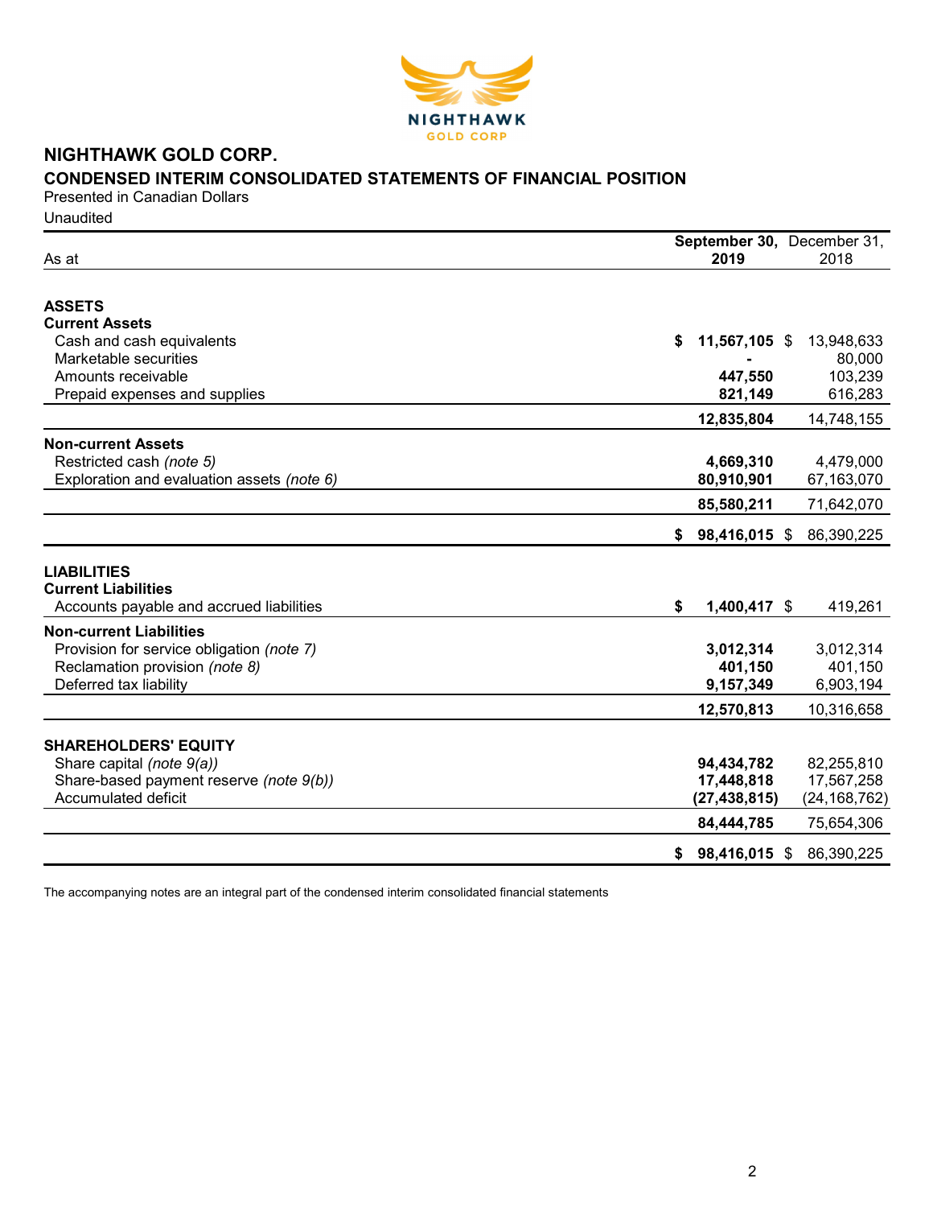# NIGHTHAWK GOLD CORP.

## CONDENSED INTERIM CONSOLIDATED STATEMENTS OF FINANCIAL POSITION

Presented in Canadian Dollars

Unaudited

| As at | September 30, 2019 | December 31, 2018 |
|---|---|---|
| **ASSETS** | | |
| **Current Assets** | | |
| Cash and cash equivalents | **$ 11,567,105** | $ 13,948,633 |
| Marketable securities | **-** | 80,000 |
| Amounts receivable | **447,550** | 103,239 |
| Prepaid expenses and supplies | **821,149** | 616,283 |
| | **12,835,804** | 14,748,155 |
| **Non-current Assets** | | |
| Restricted cash *(note 5)* | **4,669,310** | 4,479,000 |
| Exploration and evaluation assets *(note 6)* | **80,910,901** | 67,163,070 |
| | **85,580,211** | 71,642,070 |
| | **$ 98,416,015** | $ 86,390,225 |
| **LIABILITIES** | | |
| **Current Liabilities** | | |
| Accounts payable and accrued liabilities | **$ 1,400,417** | $ 419,261 |
| **Non-current Liabilities** | | |
| Provision for service obligation *(note 7)* | **3,012,314** | 3,012,314 |
| Reclamation provision *(note 8)* | **401,150** | 401,150 |
| Deferred tax liability | **9,157,349** | 6,903,194 |
| | **12,570,813** | 10,316,658 |
| **SHAREHOLDERS' EQUITY** | | |
| Share capital *(note 9(a))* | **94,434,782** | 82,255,810 |
| Share-based payment reserve *(note 9(b))* | **17,448,818** | 17,567,258 |
| Accumulated deficit | **(27,438,815)** | (24,168,762) |
| | **84,444,785** | 75,654,306 |
| | **$ 98,416,015** | $ 86,390,225 |

The accompanying notes are an integral part of the condensed interim consolidated financial statements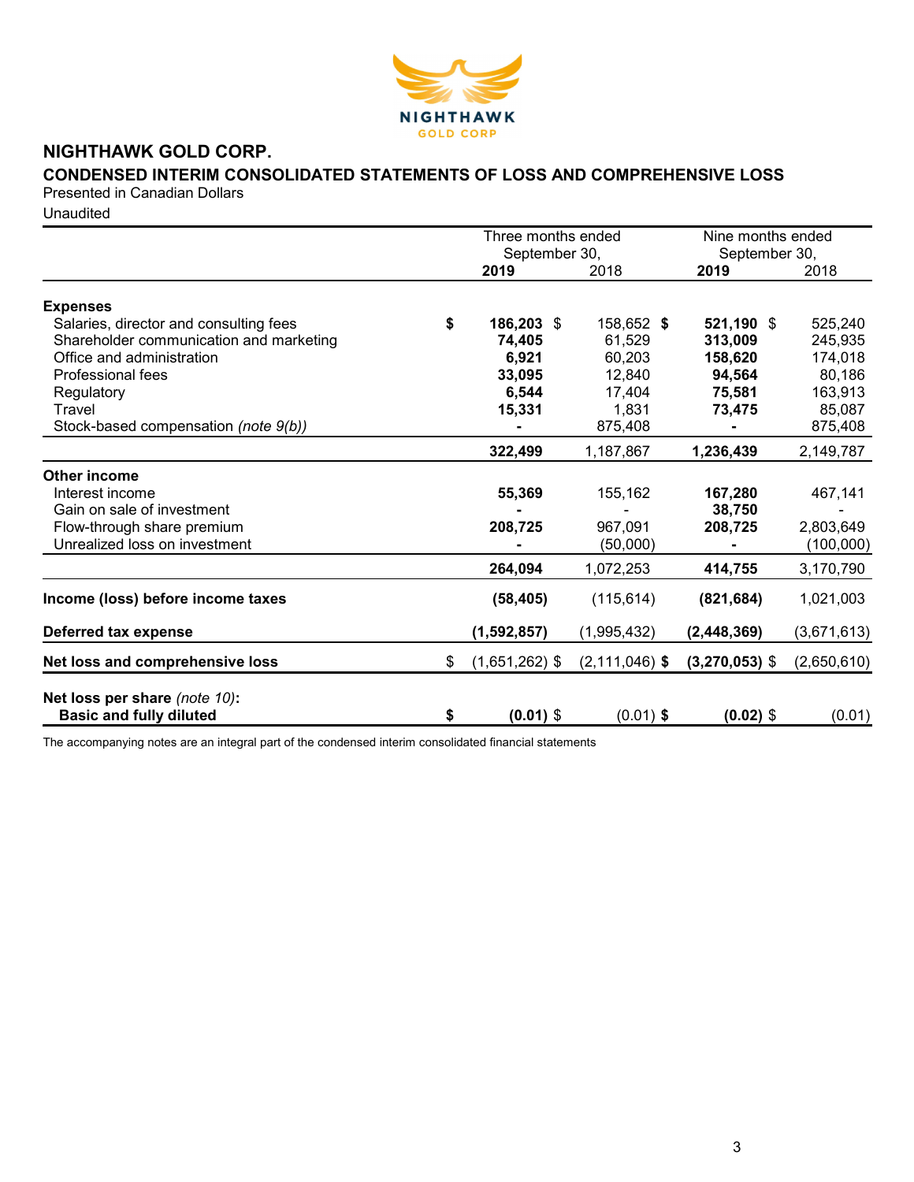# NIGHTHAWK GOLD CORP.

## CONDENSED INTERIM CONSOLIDATED STATEMENTS OF LOSS AND COMPREHENSIVE LOSS

Presented in Canadian Dollars

Unaudited

| | Three months ended September 30, | | Nine months ended September 30, | |
|---|---|---|---|---|
| | **2019** | 2018 | **2019** | 2018 |
| **Expenses** | | | | |
| Salaries, director and consulting fees | **$ 186,203** | $ 158,652 | **$ 521,190** | $ 525,240 |
| Shareholder communication and marketing | **74,405** | 61,529 | **313,009** | 245,935 |
| Office and administration | **6,921** | 60,203 | **158,620** | 174,018 |
| Professional fees | **33,095** | 12,840 | **94,564** | 80,186 |
| Regulatory | **6,544** | 17,404 | **75,581** | 163,913 |
| Travel | **15,331** | 1,831 | **73,475** | 85,087 |
| Stock-based compensation *(note 9(b))* | **-** | 875,408 | **-** | 875,408 |
| | **322,499** | 1,187,867 | **1,236,439** | 2,149,787 |
| **Other income** | | | | |
| Interest income | **55,369** | 155,162 | **167,280** | 467,141 |
| Gain on sale of investment | **-** | - | **38,750** | - |
| Flow-through share premium | **208,725** | 967,091 | **208,725** | 2,803,649 |
| Unrealized loss on investment | **-** | (50,000) | **-** | (100,000) |
| | **264,094** | 1,072,253 | **414,755** | 3,170,790 |
| **Income (loss) before income taxes** | **(58,405)** | (115,614) | **(821,684)** | 1,021,003 |
| **Deferred tax expense** | **(1,592,857)** | (1,995,432) | **(2,448,369)** | (3,671,613) |
| **Net loss and comprehensive loss** | $ **(1,651,262)** | $ (2,111,046) | **$ (3,270,053)** | $ (2,650,610) |
| **Net loss per share** *(note 10)*: | | | | |
| **Basic and fully diluted** | **$ (0.01)** | $ (0.01) | **$ (0.02)** | $ (0.01) |

The accompanying notes are an integral part of the condensed interim consolidated financial statements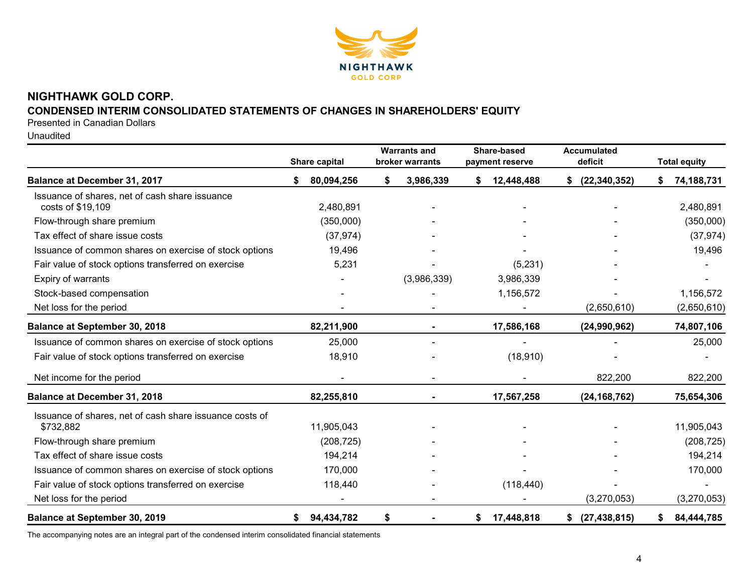# NIGHTHAWK GOLD CORP.

## CONDENSED INTERIM CONSOLIDATED STATEMENTS OF CHANGES IN SHAREHOLDERS' EQUITY

Presented in Canadian Dollars

Unaudited

| | Share capital | Warrants and broker warrants | Share-based payment reserve | Accumulated deficit | Total equity |
|---|---|---|---|---|---|
| **Balance at December 31, 2017** | **$ 80,094,256** | **$ 3,986,339** | **$ 12,448,488** | **$ (22,340,352)** | **$ 74,188,731** |
| Issuance of shares, net of cash share issuance costs of $19,109 | 2,480,891 | - | - | - | 2,480,891 |
| Flow-through share premium | (350,000) | - | - | - | (350,000) |
| Tax effect of share issue costs | (37,974) | - | - | - | (37,974) |
| Issuance of common shares on exercise of stock options | 19,496 | - | - | - | 19,496 |
| Fair value of stock options transferred on exercise | 5,231 | - | (5,231) | - | - |
| Expiry of warrants | - | (3,986,339) | 3,986,339 | - | - |
| Stock-based compensation | - | - | 1,156,572 | - | 1,156,572 |
| Net loss for the period | - | - | - | (2,650,610) | (2,650,610) |
| **Balance at September 30, 2018** | **82,211,900** | **-** | **17,586,168** | **(24,990,962)** | **74,807,106** |
| Issuance of common shares on exercise of stock options | 25,000 | - | - | - | 25,000 |
| Fair value of stock options transferred on exercise | 18,910 | - | (18,910) | - | - |
| Net income for the period | - | - | - | 822,200 | 822,200 |
| **Balance at December 31, 2018** | **82,255,810** | **-** | **17,567,258** | **(24,168,762)** | **75,654,306** |
| Issuance of shares, net of cash share issuance costs of $732,882 | 11,905,043 | - | - | - | 11,905,043 |
| Flow-through share premium | (208,725) | - | - | - | (208,725) |
| Tax effect of share issue costs | 194,214 | - | - | - | 194,214 |
| Issuance of common shares on exercise of stock options | 170,000 | - | - | - | 170,000 |
| Fair value of stock options transferred on exercise | 118,440 | - | (118,440) | - | - |
| Net loss for the period | - | - | - | (3,270,053) | (3,270,053) |
| **Balance at September 30, 2019** | **$ 94,434,782** | **$ -** | **$ 17,448,818** | **$ (27,438,815)** | **$ 84,444,785** |

The accompanying notes are an integral part of the condensed interim consolidated financial statements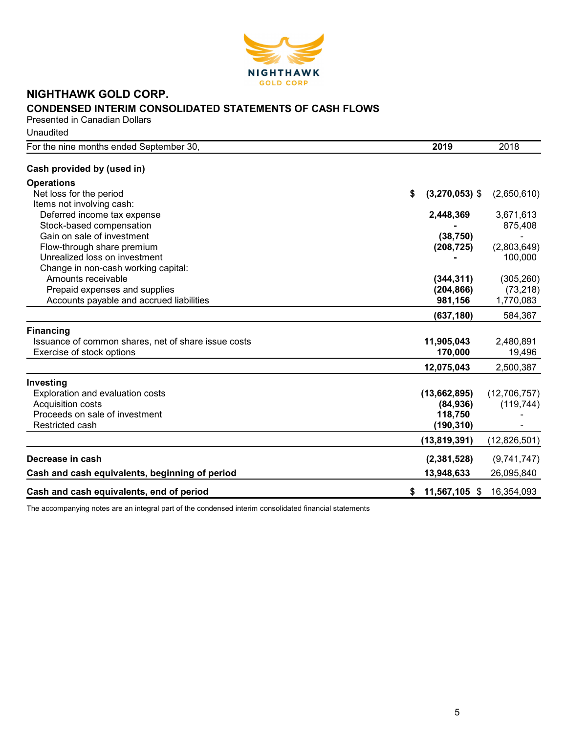# NIGHTHAWK GOLD CORP.

## CONDENSED INTERIM CONSOLIDATED STATEMENTS OF CASH FLOWS

Presented in Canadian Dollars

Unaudited

| For the nine months ended September 30, | 2019 | 2018 |
|---|---|---|
| **Cash provided by (used in)** | | |
| **Operations** | | |
| Net loss for the period | $ (3,270,053) | $ (2,650,610) |
| Items not involving cash: | | |
| Deferred income tax expense | 2,448,369 | 3,671,613 |
| Stock-based compensation | - | 875,408 |
| Gain on sale of investment | (38,750) | - |
| Flow-through share premium | (208,725) | (2,803,649) |
| Unrealized loss on investment | - | 100,000 |
| Change in non-cash working capital: | | |
| Amounts receivable | (344,311) | (305,260) |
| Prepaid expenses and supplies | (204,866) | (73,218) |
| Accounts payable and accrued liabilities | 981,156 | 1,770,083 |
| | (637,180) | 584,367 |
| **Financing** | | |
| Issuance of common shares, net of share issue costs | 11,905,043 | 2,480,891 |
| Exercise of stock options | 170,000 | 19,496 |
| | 12,075,043 | 2,500,387 |
| **Investing** | | |
| Exploration and evaluation costs | (13,662,895) | (12,706,757) |
| Acquisition costs | (84,936) | (119,744) |
| Proceeds on sale of investment | 118,750 | - |
| Restricted cash | (190,310) | - |
| | (13,819,391) | (12,826,501) |
| **Decrease in cash** | (2,381,528) | (9,741,747) |
| **Cash and cash equivalents, beginning of period** | 13,948,633 | 26,095,840 |
| **Cash and cash equivalents, end of period** | $ 11,567,105 | $ 16,354,093 |

The accompanying notes are an integral part of the condensed interim consolidated financial statements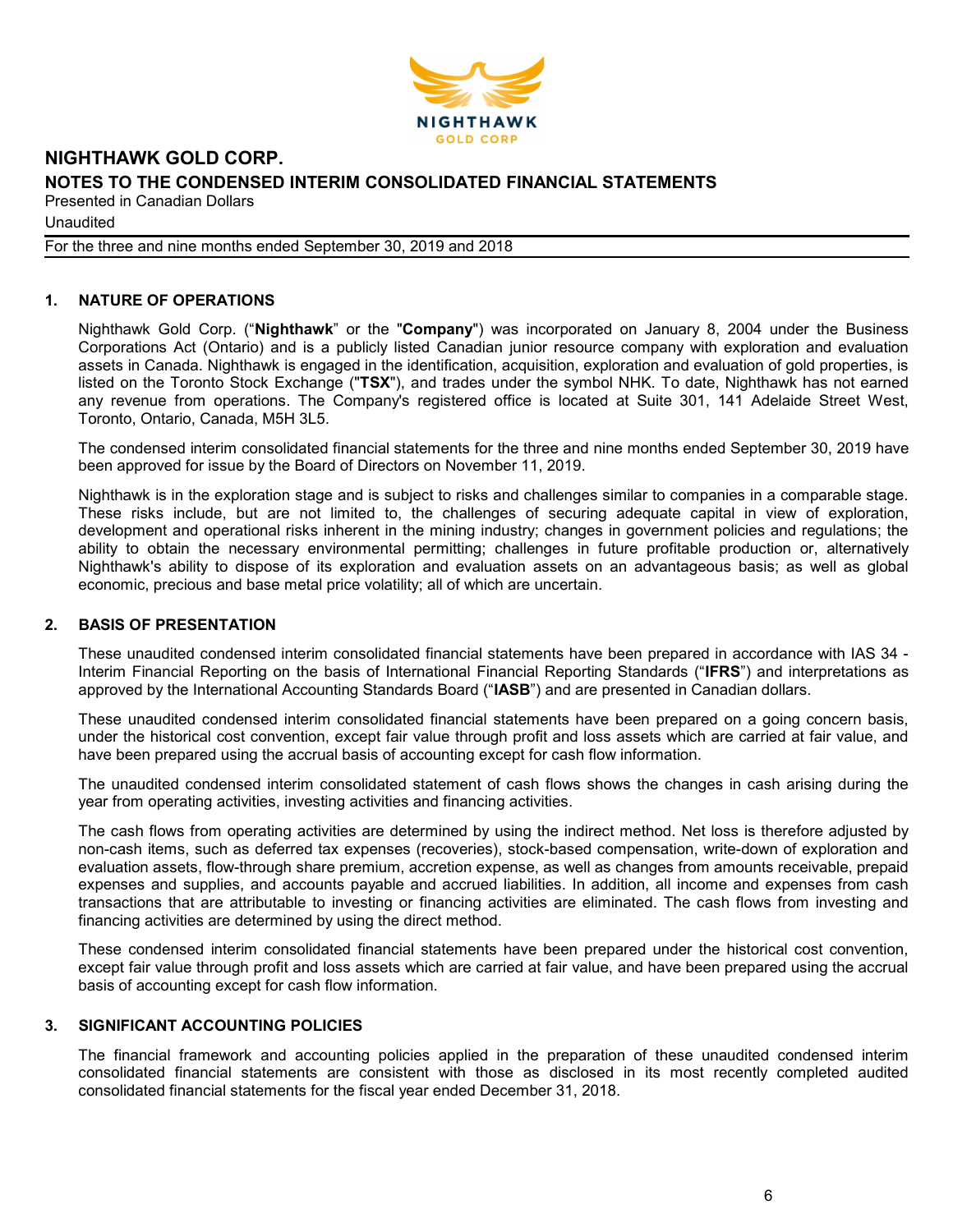# NIGHTHAWK GOLD CORP.

## NOTES TO THE CONDENSED INTERIM CONSOLIDATED FINANCIAL STATEMENTS

Presented in Canadian Dollars

Unaudited

For the three and nine months ended September 30, 2019 and 2018

### 1. NATURE OF OPERATIONS

Nighthawk Gold Corp. ("**Nighthawk**" or the "**Company**") was incorporated on January 8, 2004 under the Business Corporations Act (Ontario) and is a publicly listed Canadian junior resource company with exploration and evaluation assets in Canada. Nighthawk is engaged in the identification, acquisition, exploration and evaluation of gold properties, is listed on the Toronto Stock Exchange ("**TSX**"), and trades under the symbol NHK. To date, Nighthawk has not earned any revenue from operations. The Company's registered office is located at Suite 301, 141 Adelaide Street West, Toronto, Ontario, Canada, M5H 3L5.

The condensed interim consolidated financial statements for the three and nine months ended September 30, 2019 have been approved for issue by the Board of Directors on November 11, 2019.

Nighthawk is in the exploration stage and is subject to risks and challenges similar to companies in a comparable stage. These risks include, but are not limited to, the challenges of securing adequate capital in view of exploration, development and operational risks inherent in the mining industry; changes in government policies and regulations; the ability to obtain the necessary environmental permitting; challenges in future profitable production or, alternatively Nighthawk's ability to dispose of its exploration and evaluation assets on an advantageous basis; as well as global economic, precious and base metal price volatility; all of which are uncertain.

### 2. BASIS OF PRESENTATION

These unaudited condensed interim consolidated financial statements have been prepared in accordance with IAS 34 - Interim Financial Reporting on the basis of International Financial Reporting Standards ("**IFRS**") and interpretations as approved by the International Accounting Standards Board ("**IASB**") and are presented in Canadian dollars.

These unaudited condensed interim consolidated financial statements have been prepared on a going concern basis, under the historical cost convention, except fair value through profit and loss assets which are carried at fair value, and have been prepared using the accrual basis of accounting except for cash flow information.

The unaudited condensed interim consolidated statement of cash flows shows the changes in cash arising during the year from operating activities, investing activities and financing activities.

The cash flows from operating activities are determined by using the indirect method. Net loss is therefore adjusted by non-cash items, such as deferred tax expenses (recoveries), stock-based compensation, write-down of exploration and evaluation assets, flow-through share premium, accretion expense, as well as changes from amounts receivable, prepaid expenses and supplies, and accounts payable and accrued liabilities. In addition, all income and expenses from cash transactions that are attributable to investing or financing activities are eliminated. The cash flows from investing and financing activities are determined by using the direct method.

These condensed interim consolidated financial statements have been prepared under the historical cost convention, except fair value through profit and loss assets which are carried at fair value, and have been prepared using the accrual basis of accounting except for cash flow information.

### 3. SIGNIFICANT ACCOUNTING POLICIES

The financial framework and accounting policies applied in the preparation of these unaudited condensed interim consolidated financial statements are consistent with those as disclosed in its most recently completed audited consolidated financial statements for the fiscal year ended December 31, 2018.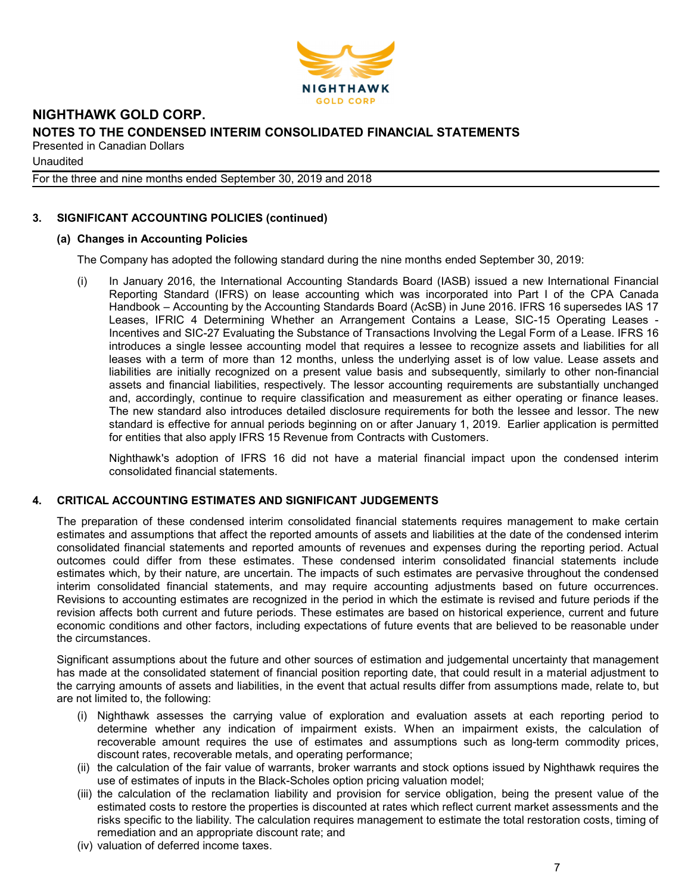## 3. SIGNIFICANT ACCOUNTING POLICIES (continued)

### (a) Changes in Accounting Policies

The Company has adopted the following standard during the nine months ended September 30, 2019:

(i) In January 2016, the International Accounting Standards Board (IASB) issued a new International Financial Reporting Standard (IFRS) on lease accounting which was incorporated into Part I of the CPA Canada Handbook – Accounting by the Accounting Standards Board (AcSB) in June 2016. IFRS 16 supersedes IAS 17 Leases, IFRIC 4 Determining Whether an Arrangement Contains a Lease, SIC-15 Operating Leases - Incentives and SIC-27 Evaluating the Substance of Transactions Involving the Legal Form of a Lease. IFRS 16 introduces a single lessee accounting model that requires a lessee to recognize assets and liabilities for all leases with a term of more than 12 months, unless the underlying asset is of low value. Lease assets and liabilities are initially recognized on a present value basis and subsequently, similarly to other non-financial assets and financial liabilities, respectively. The lessor accounting requirements are substantially unchanged and, accordingly, continue to require classification and measurement as either operating or finance leases. The new standard also introduces detailed disclosure requirements for both the lessee and lessor. The new standard is effective for annual periods beginning on or after January 1, 2019. Earlier application is permitted for entities that also apply IFRS 15 Revenue from Contracts with Customers.

   Nighthawk's adoption of IFRS 16 did not have a material financial impact upon the condensed interim consolidated financial statements.

## 4. CRITICAL ACCOUNTING ESTIMATES AND SIGNIFICANT JUDGEMENTS

The preparation of these condensed interim consolidated financial statements requires management to make certain estimates and assumptions that affect the reported amounts of assets and liabilities at the date of the condensed interim consolidated financial statements and reported amounts of revenues and expenses during the reporting period. Actual outcomes could differ from these estimates. These condensed interim consolidated financial statements include estimates which, by their nature, are uncertain. The impacts of such estimates are pervasive throughout the condensed interim consolidated financial statements, and may require accounting adjustments based on future occurrences. Revisions to accounting estimates are recognized in the period in which the estimate is revised and future periods if the revision affects both current and future periods. These estimates are based on historical experience, current and future economic conditions and other factors, including expectations of future events that are believed to be reasonable under the circumstances.

Significant assumptions about the future and other sources of estimation and judgemental uncertainty that management has made at the consolidated statement of financial position reporting date, that could result in a material adjustment to the carrying amounts of assets and liabilities, in the event that actual results differ from assumptions made, relate to, but are not limited to, the following:

(i) Nighthawk assesses the carrying value of exploration and evaluation assets at each reporting period to determine whether any indication of impairment exists. When an impairment exists, the calculation of recoverable amount requires the use of estimates and assumptions such as long-term commodity prices, discount rates, recoverable metals, and operating performance;
(ii) the calculation of the fair value of warrants, broker warrants and stock options issued by Nighthawk requires the use of estimates of inputs in the Black-Scholes option pricing valuation model;
(iii) the calculation of the reclamation liability and provision for service obligation, being the present value of the estimated costs to restore the properties is discounted at rates which reflect current market assessments and the risks specific to the liability. The calculation requires management to estimate the total restoration costs, timing of remediation and an appropriate discount rate; and
(iv) valuation of deferred income taxes.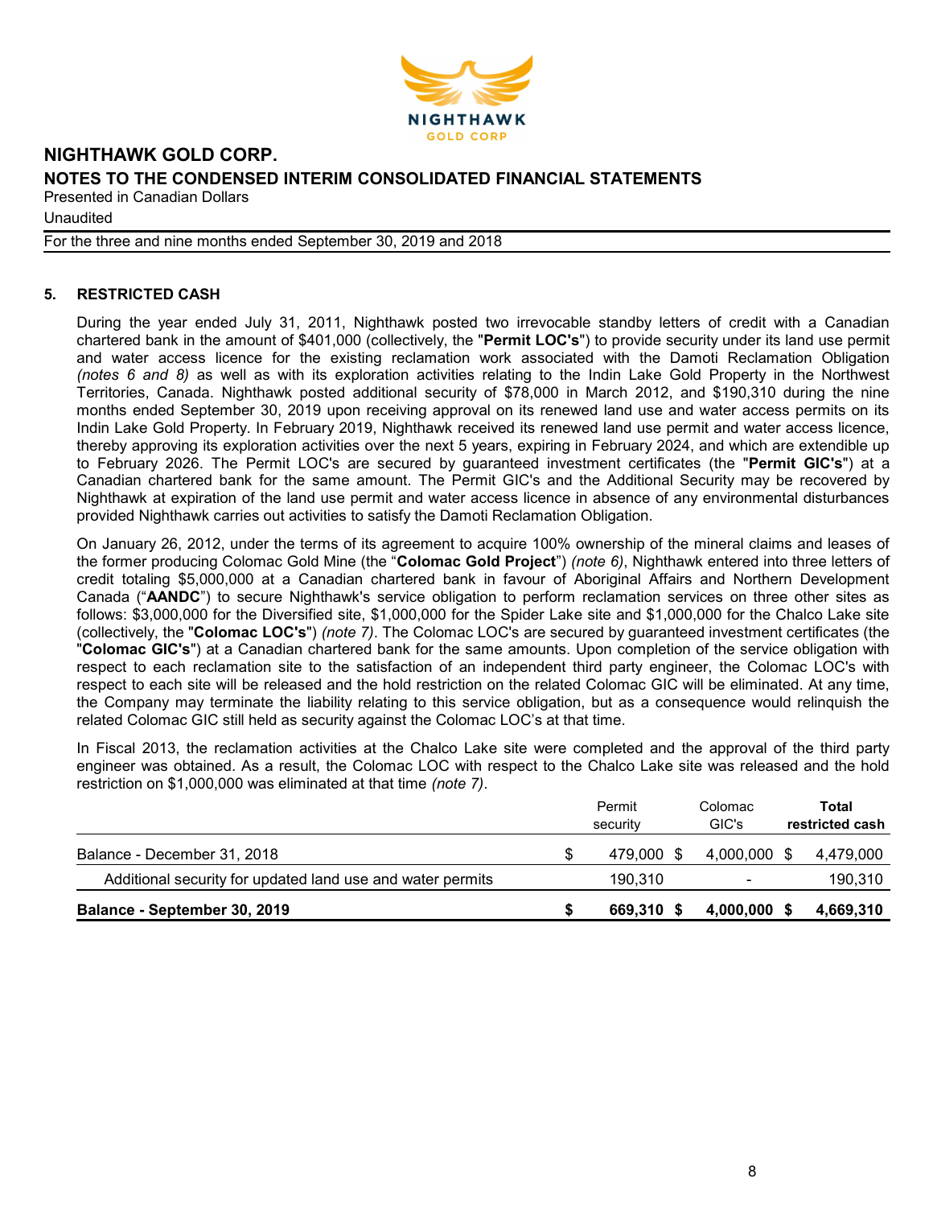## 5. RESTRICTED CASH

During the year ended July 31, 2011, Nighthawk posted two irrevocable standby letters of credit with a Canadian chartered bank in the amount of $401,000 (collectively, the "**Permit LOC's**") to provide security under its land use permit and water access licence for the existing reclamation work associated with the Damoti Reclamation Obligation *(notes 6 and 8)* as well as with its exploration activities relating to the Indin Lake Gold Property in the Northwest Territories, Canada. Nighthawk posted additional security of $78,000 in March 2012, and $190,310 during the nine months ended September 30, 2019 upon receiving approval on its renewed land use and water access permits on its Indin Lake Gold Property. In February 2019, Nighthawk received its renewed land use permit and water access licence, thereby approving its exploration activities over the next 5 years, expiring in February 2024, and which are extendible up to February 2026. The Permit LOC's are secured by guaranteed investment certificates (the "**Permit GIC's**") at a Canadian chartered bank for the same amount. The Permit GIC's and the Additional Security may be recovered by Nighthawk at expiration of the land use permit and water access licence in absence of any environmental disturbances provided Nighthawk carries out activities to satisfy the Damoti Reclamation Obligation.

On January 26, 2012, under the terms of its agreement to acquire 100% ownership of the mineral claims and leases of the former producing Colomac Gold Mine (the "**Colomac Gold Project**") *(note 6)*, Nighthawk entered into three letters of credit totaling $5,000,000 at a Canadian chartered bank in favour of Aboriginal Affairs and Northern Development Canada ("**AANDC**") to secure Nighthawk's service obligation to perform reclamation services on three other sites as follows: $3,000,000 for the Diversified site, $1,000,000 for the Spider Lake site and $1,000,000 for the Chalco Lake site (collectively, the "**Colomac LOC's**") *(note 7)*. The Colomac LOC's are secured by guaranteed investment certificates (the "**Colomac GIC's**") at a Canadian chartered bank for the same amounts. Upon completion of the service obligation with respect to each reclamation site to the satisfaction of an independent third party engineer, the Colomac LOC's with respect to each site will be released and the hold restriction on the related Colomac GIC will be eliminated. At any time, the Company may terminate the liability relating to this service obligation, but as a consequence would relinquish the related Colomac GIC still held as security against the Colomac LOC's at that time.

In Fiscal 2013, the reclamation activities at the Chalco Lake site were completed and the approval of the third party engineer was obtained. As a result, the Colomac LOC with respect to the Chalco Lake site was released and the hold restriction on $1,000,000 was eliminated at that time *(note 7)*.

| | Permit security | Colomac GIC's | **Total restricted cash** |
|---|---|---|---|
| Balance - December 31, 2018 | $ 479,000 | $ 4,000,000 | $ 4,479,000 |
| Additional security for updated land use and water permits | 190,310 | - | 190,310 |
| **Balance - September 30, 2019** | **$ 669,310** | **$ 4,000,000** | **$ 4,669,310** |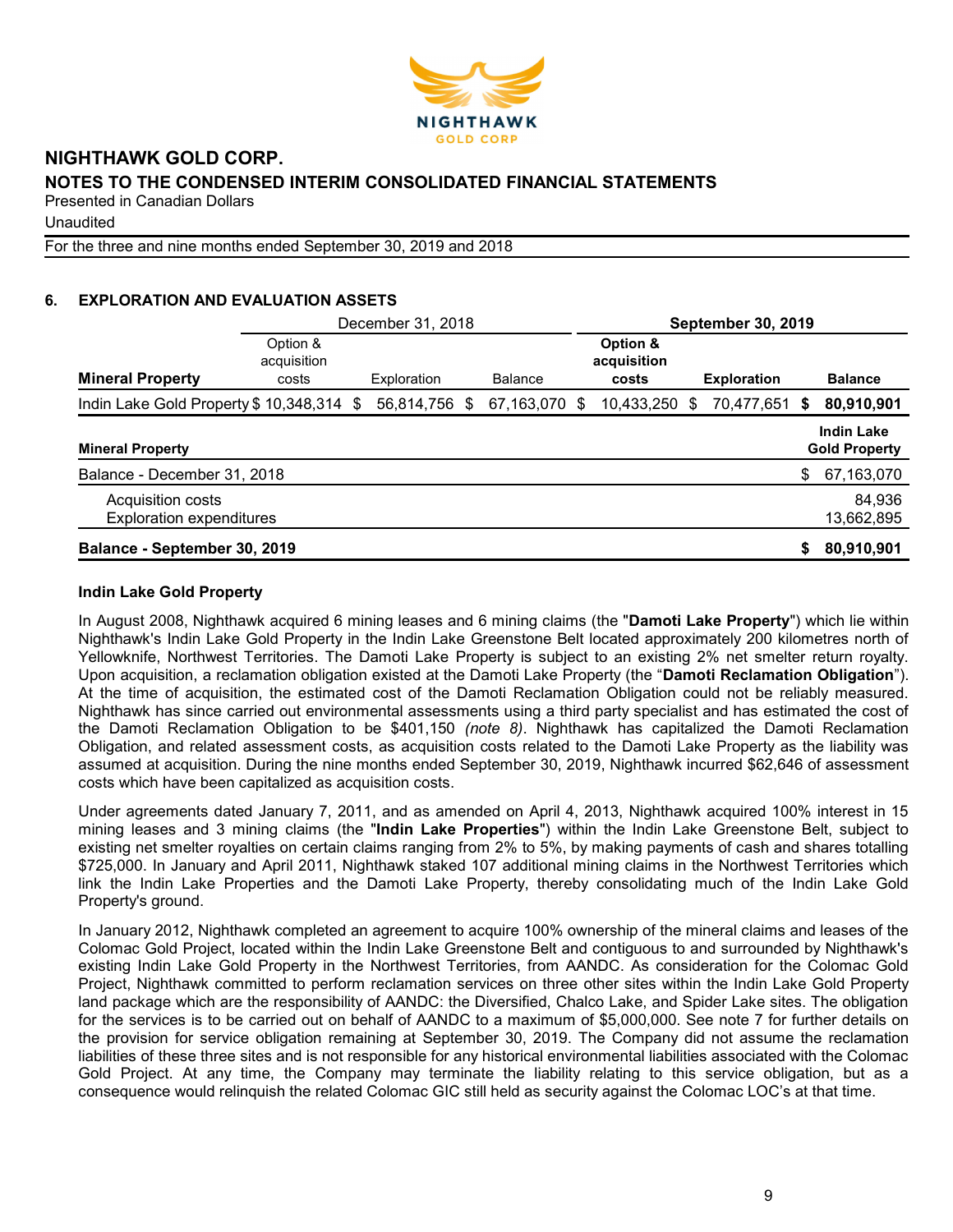## 6. EXPLORATION AND EVALUATION ASSETS

| | December 31, 2018 | | | **September 30, 2019** | | |
|---|---|---|---|---|---|---|
| **Mineral Property** | Option & acquisition costs | Exploration | Balance | **Option & acquisition costs** | **Exploration** | **Balance** |
| Indin Lake Gold Property | $ 10,348,314 | $ 56,814,756 | $ 67,163,070 | $ 10,433,250 | $ 70,477,651 | **$ 80,910,901** |

| **Mineral Property** | **Indin Lake Gold Property** |
|---|---|
| Balance - December 31, 2018 | $ 67,163,070 |
| Acquisition costs | 84,936 |
| Exploration expenditures | 13,662,895 |
| **Balance - September 30, 2019** | **$ 80,910,901** |

**Indin Lake Gold Property**

In August 2008, Nighthawk acquired 6 mining leases and 6 mining claims (the "**Damoti Lake Property**") which lie within Nighthawk's Indin Lake Gold Property in the Indin Lake Greenstone Belt located approximately 200 kilometres north of Yellowknife, Northwest Territories. The Damoti Lake Property is subject to an existing 2% net smelter return royalty. Upon acquisition, a reclamation obligation existed at the Damoti Lake Property (the "**Damoti Reclamation Obligation**"). At the time of acquisition, the estimated cost of the Damoti Reclamation Obligation could not be reliably measured. Nighthawk has since carried out environmental assessments using a third party specialist and has estimated the cost of the Damoti Reclamation Obligation to be $401,150 *(note 8)*. Nighthawk has capitalized the Damoti Reclamation Obligation, and related assessment costs, as acquisition costs related to the Damoti Lake Property as the liability was assumed at acquisition. During the nine months ended September 30, 2019, Nighthawk incurred $62,646 of assessment costs which have been capitalized as acquisition costs.

Under agreements dated January 7, 2011, and as amended on April 4, 2013, Nighthawk acquired 100% interest in 15 mining leases and 3 mining claims (the "**Indin Lake Properties**") within the Indin Lake Greenstone Belt, subject to existing net smelter royalties on certain claims ranging from 2% to 5%, by making payments of cash and shares totalling $725,000. In January and April 2011, Nighthawk staked 107 additional mining claims in the Northwest Territories which link the Indin Lake Properties and the Damoti Lake Property, thereby consolidating much of the Indin Lake Gold Property's ground.

In January 2012, Nighthawk completed an agreement to acquire 100% ownership of the mineral claims and leases of the Colomac Gold Project, located within the Indin Lake Greenstone Belt and contiguous to and surrounded by Nighthawk's existing Indin Lake Gold Property in the Northwest Territories, from AANDC. As consideration for the Colomac Gold Project, Nighthawk committed to perform reclamation services on three other sites within the Indin Lake Gold Property land package which are the responsibility of AANDC: the Diversified, Chalco Lake, and Spider Lake sites. The obligation for the services is to be carried out on behalf of AANDC to a maximum of $5,000,000. See note 7 for further details on the provision for service obligation remaining at September 30, 2019. The Company did not assume the reclamation liabilities of these three sites and is not responsible for any historical environmental liabilities associated with the Colomac Gold Project. At any time, the Company may terminate the liability relating to this service obligation, but as a consequence would relinquish the related Colomac GIC still held as security against the Colomac LOC's at that time.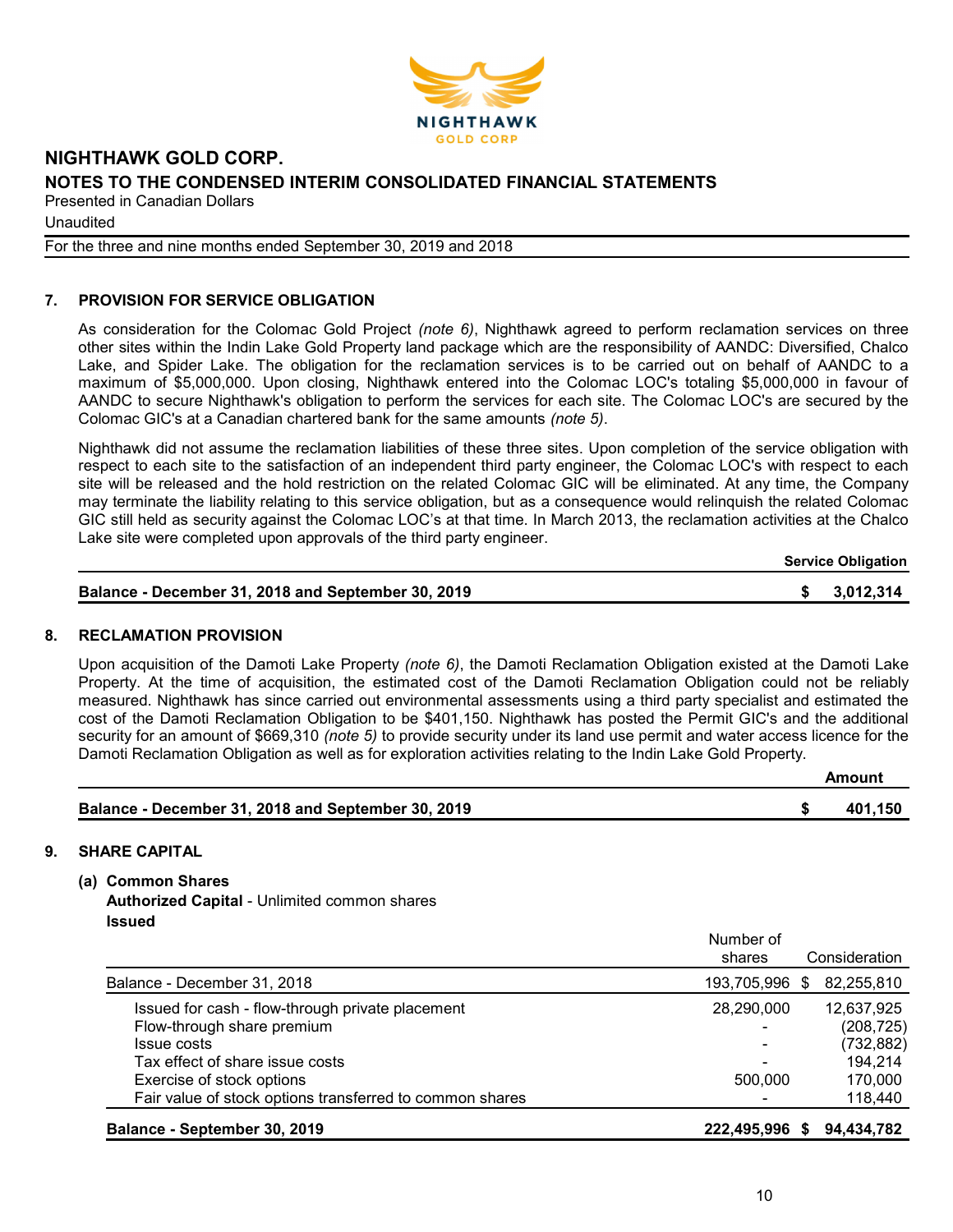## 7. PROVISION FOR SERVICE OBLIGATION

As consideration for the Colomac Gold Project *(note 6)*, Nighthawk agreed to perform reclamation services on three other sites within the Indin Lake Gold Property land package which are the responsibility of AANDC: Diversified, Chalco Lake, and Spider Lake. The obligation for the reclamation services is to be carried out on behalf of AANDC to a maximum of $5,000,000. Upon closing, Nighthawk entered into the Colomac LOC's totaling $5,000,000 in favour of AANDC to secure Nighthawk's obligation to perform the services for each site. The Colomac LOC's are secured by the Colomac GIC's at a Canadian chartered bank for the same amounts *(note 5)*.

Nighthawk did not assume the reclamation liabilities of these three sites. Upon completion of the service obligation with respect to each site to the satisfaction of an independent third party engineer, the Colomac LOC's with respect to each site will be released and the hold restriction on the related Colomac GIC will be eliminated. At any time, the Company may terminate the liability relating to this service obligation, but as a consequence would relinquish the related Colomac GIC still held as security against the Colomac LOC's at that time. In March 2013, the reclamation activities at the Chalco Lake site were completed upon approvals of the third party engineer.

| | Service Obligation |
|---|---|
| **Balance - December 31, 2018 and September 30, 2019** | **$ 3,012,314** |

## 8. RECLAMATION PROVISION

Upon acquisition of the Damoti Lake Property *(note 6)*, the Damoti Reclamation Obligation existed at the Damoti Lake Property. At the time of acquisition, the estimated cost of the Damoti Reclamation Obligation could not be reliably measured. Nighthawk has since carried out environmental assessments using a third party specialist and estimated the cost of the Damoti Reclamation Obligation to be $401,150. Nighthawk has posted the Permit GIC's and the additional security for an amount of $669,310 *(note 5)* to provide security under its land use permit and water access licence for the Damoti Reclamation Obligation as well as for exploration activities relating to the Indin Lake Gold Property.

| | Amount |
|---|---|
| **Balance - December 31, 2018 and September 30, 2019** | **$ 401,150** |

## 9. SHARE CAPITAL

### (a) Common Shares

**Authorized Capital** - Unlimited common shares

**Issued**

| | Number of shares | Consideration |
|---|---|---|
| Balance - December 31, 2018 | 193,705,996 | $ 82,255,810 |
| Issued for cash - flow-through private placement | 28,290,000 | 12,637,925 |
| Flow-through share premium | - | (208,725) |
| Issue costs | - | (732,882) |
| Tax effect of share issue costs | - | 194,214 |
| Exercise of stock options | 500,000 | 170,000 |
| Fair value of stock options transferred to common shares | - | 118,440 |
| **Balance - September 30, 2019** | **222,495,996** | **$ 94,434,782** |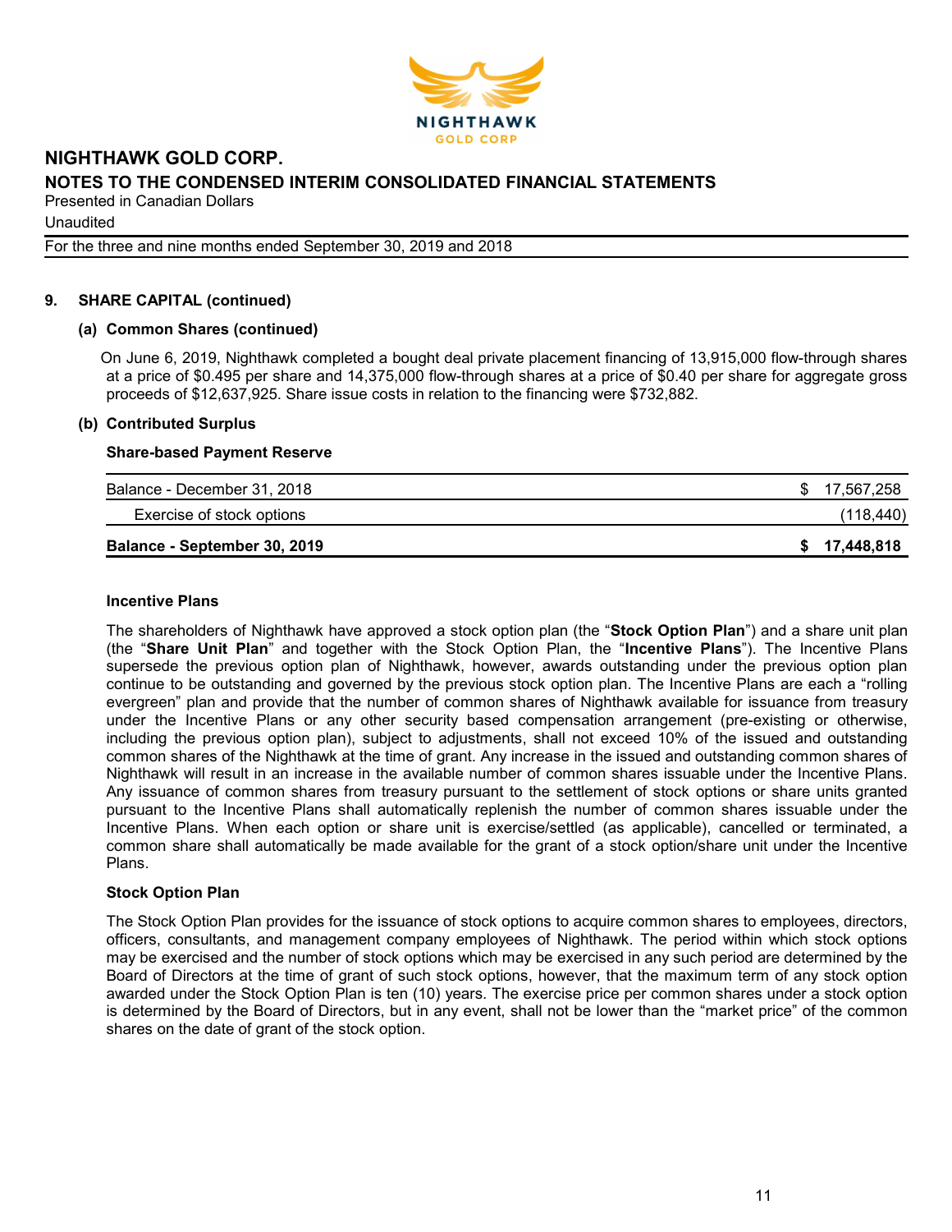## 9. SHARE CAPITAL (continued)

### (a) Common Shares (continued)

On June 6, 2019, Nighthawk completed a bought deal private placement financing of 13,915,000 flow-through shares at a price of \$0.495 per share and 14,375,000 flow-through shares at a price of \$0.40 per share for aggregate gross proceeds of \$12,637,925. Share issue costs in relation to the financing were \$732,882.

### (b) Contributed Surplus

**Share-based Payment Reserve**

| | |
|---|---|
| Balance - December 31, 2018 | \$ 17,567,258 |
| Exercise of stock options | (118,440) |
| **Balance - September 30, 2019** | **\$ 17,448,818** |

**Incentive Plans**

The shareholders of Nighthawk have approved a stock option plan (the "**Stock Option Plan**") and a share unit plan (the "**Share Unit Plan**" and together with the Stock Option Plan, the "**Incentive Plans**"). The Incentive Plans supersede the previous option plan of Nighthawk, however, awards outstanding under the previous option plan continue to be outstanding and governed by the previous stock option plan. The Incentive Plans are each a "rolling evergreen" plan and provide that the number of common shares of Nighthawk available for issuance from treasury under the Incentive Plans or any other security based compensation arrangement (pre-existing or otherwise, including the previous option plan), subject to adjustments, shall not exceed 10% of the issued and outstanding common shares of the Nighthawk at the time of grant. Any increase in the issued and outstanding common shares of Nighthawk will result in an increase in the available number of common shares issuable under the Incentive Plans. Any issuance of common shares from treasury pursuant to the settlement of stock options or share units granted pursuant to the Incentive Plans shall automatically replenish the number of common shares issuable under the Incentive Plans. When each option or share unit is exercise/settled (as applicable), cancelled or terminated, a common share shall automatically be made available for the grant of a stock option/share unit under the Incentive Plans.

**Stock Option Plan**

The Stock Option Plan provides for the issuance of stock options to acquire common shares to employees, directors, officers, consultants, and management company employees of Nighthawk. The period within which stock options may be exercised and the number of stock options which may be exercised in any such period are determined by the Board of Directors at the time of grant of such stock options, however, that the maximum term of any stock option awarded under the Stock Option Plan is ten (10) years. The exercise price per common shares under a stock option is determined by the Board of Directors, but in any event, shall not be lower than the "market price" of the common shares on the date of grant of the stock option.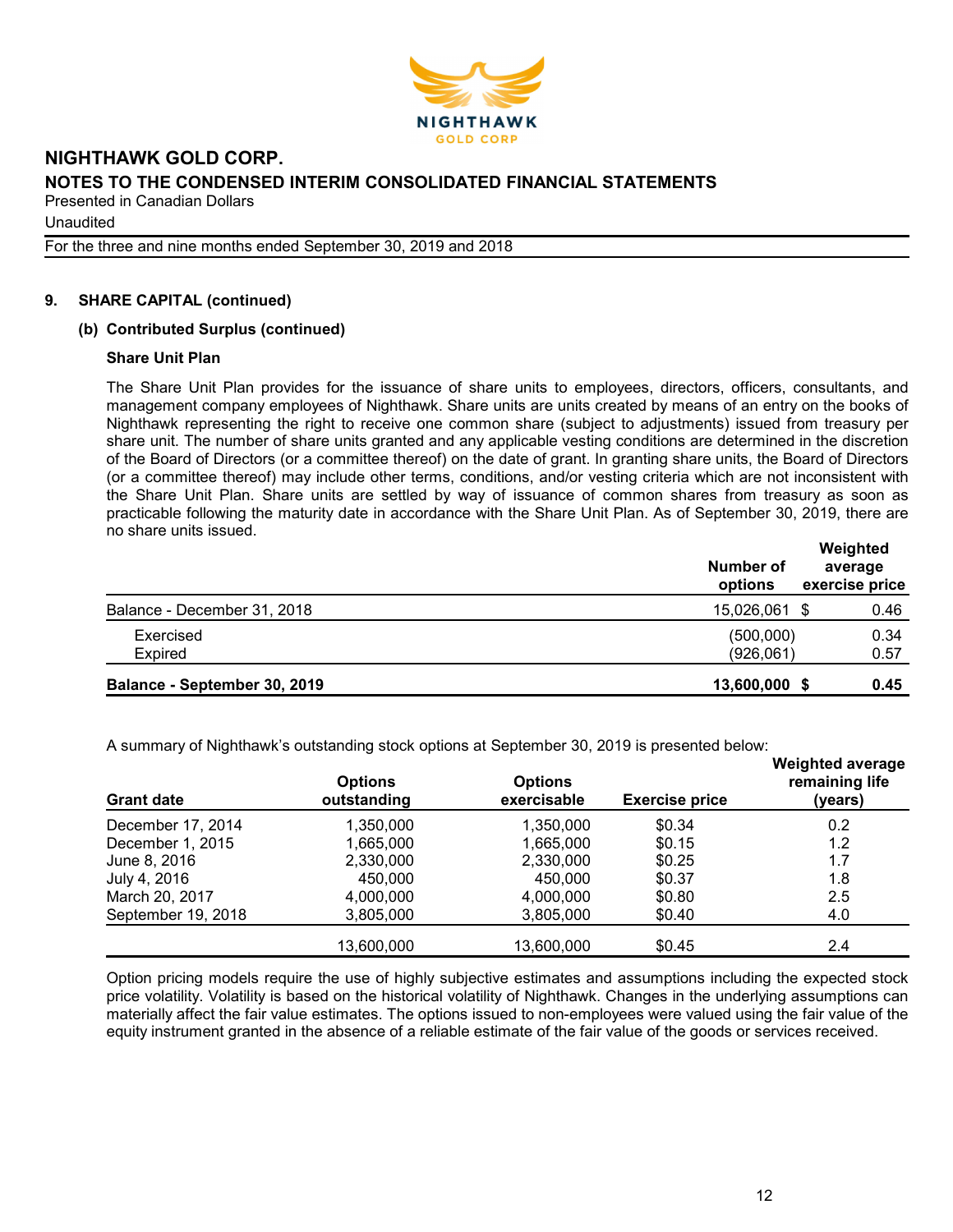## 9. SHARE CAPITAL (continued)

### (b) Contributed Surplus (continued)

**Share Unit Plan**

The Share Unit Plan provides for the issuance of share units to employees, directors, officers, consultants, and management company employees of Nighthawk. Share units are units created by means of an entry on the books of Nighthawk representing the right to receive one common share (subject to adjustments) issued from treasury per share unit. The number of share units granted and any applicable vesting conditions are determined in the discretion of the Board of Directors (or a committee thereof) on the date of grant. In granting share units, the Board of Directors (or a committee thereof) may include other terms, conditions, and/or vesting criteria which are not inconsistent with the Share Unit Plan. Share units are settled by way of issuance of common shares from treasury as soon as practicable following the maturity date in accordance with the Share Unit Plan. As of September 30, 2019, there are no share units issued.

| | Number of options | Weighted average exercise price |
|---|---|---|
| Balance - December 31, 2018 | 15,026,061 | $ 0.46 |
| Exercised | (500,000) | 0.34 |
| Expired | (926,061) | 0.57 |
| **Balance - September 30, 2019** | **13,600,000** | **$ 0.45** |

A summary of Nighthawk's outstanding stock options at September 30, 2019 is presented below:

| Grant date | Options outstanding | Options exercisable | Exercise price | Weighted average remaining life (years) |
|---|---|---|---|---|
| December 17, 2014 | 1,350,000 | 1,350,000 | $0.34 | 0.2 |
| December 1, 2015 | 1,665,000 | 1,665,000 | $0.15 | 1.2 |
| June 8, 2016 | 2,330,000 | 2,330,000 | $0.25 | 1.7 |
| July 4, 2016 | 450,000 | 450,000 | $0.37 | 1.8 |
| March 20, 2017 | 4,000,000 | 4,000,000 | $0.80 | 2.5 |
| September 19, 2018 | 3,805,000 | 3,805,000 | $0.40 | 4.0 |
| | 13,600,000 | 13,600,000 | $0.45 | 2.4 |

Option pricing models require the use of highly subjective estimates and assumptions including the expected stock price volatility. Volatility is based on the historical volatility of Nighthawk. Changes in the underlying assumptions can materially affect the fair value estimates. The options issued to non-employees were valued using the fair value of the equity instrument granted in the absence of a reliable estimate of the fair value of the goods or services received.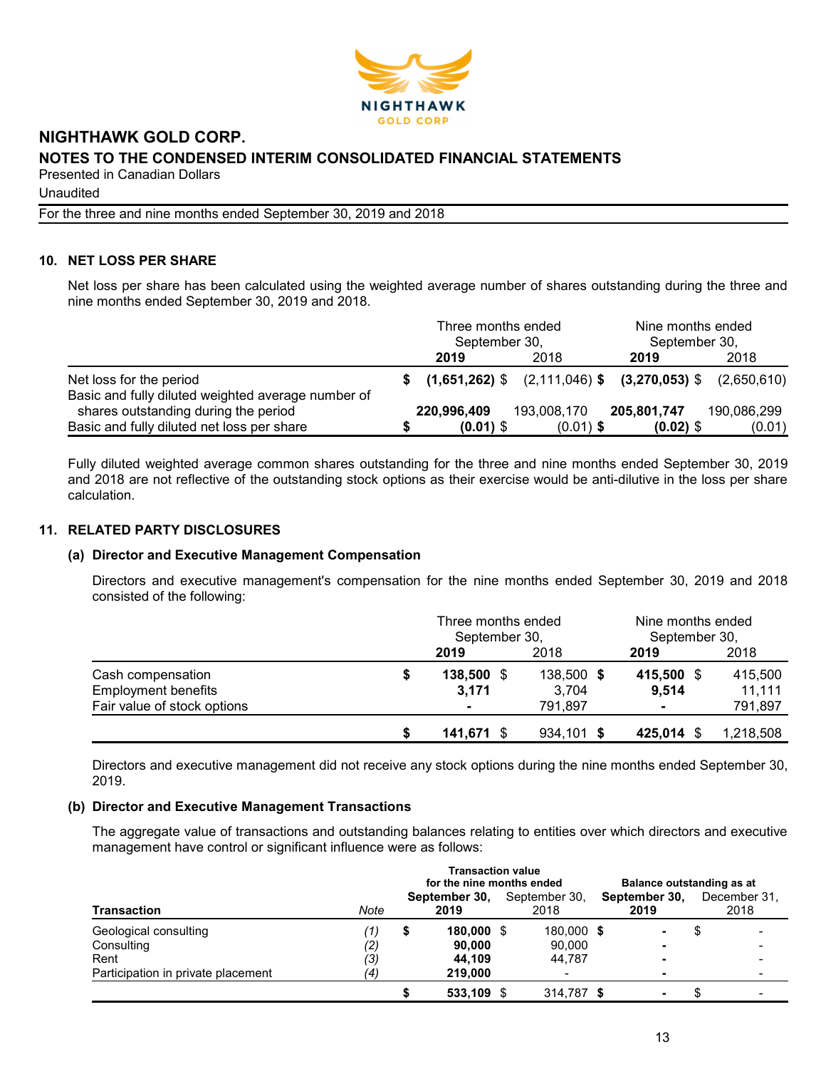## 10. NET LOSS PER SHARE

Net loss per share has been calculated using the weighted average number of shares outstanding during the three and nine months ended September 30, 2019 and 2018.

| | Three months ended September 30, | | Nine months ended September 30, | |
|---|---|---|---|---|
| | **2019** | 2018 | **2019** | 2018 |
| Net loss for the period | **$ (1,651,262)** | $ (2,111,046) | **$ (3,270,053)** | $ (2,650,610) |
| Basic and fully diluted weighted average number of shares outstanding during the period | **220,996,409** | 193,008,170 | **205,801,747** | 190,086,299 |
| Basic and fully diluted net loss per share | **$ (0.01)** | $ (0.01) | **$ (0.02)** | $ (0.01) |

Fully diluted weighted average common shares outstanding for the three and nine months ended September 30, 2019 and 2018 are not reflective of the outstanding stock options as their exercise would be anti-dilutive in the loss per share calculation.

## 11. RELATED PARTY DISCLOSURES

### (a) Director and Executive Management Compensation

Directors and executive management's compensation for the nine months ended September 30, 2019 and 2018 consisted of the following:

| | Three months ended September 30, | | Nine months ended September 30, | |
|---|---|---|---|---|
| | **2019** | 2018 | **2019** | 2018 |
| Cash compensation | **$ 138,500** | $ 138,500 | **$ 415,500** | $ 415,500 |
| Employment benefits | **3,171** | 3,704 | **9,514** | 11,111 |
| Fair value of stock options | **-** | 791,897 | **-** | 791,897 |
| | **$ 141,671** | $ 934,101 | **$ 425,014** | $ 1,218,508 |

Directors and executive management did not receive any stock options during the nine months ended September 30, 2019.

### (b) Director and Executive Management Transactions

The aggregate value of transactions and outstanding balances relating to entities over which directors and executive management have control or significant influence were as follows:

| | | Transaction value for the nine months ended | | Balance outstanding as at | |
|---|---|---|---|---|---|
| **Transaction** | *Note* | **September 30, 2019** | September 30, 2018 | **September 30, 2019** | December 31, 2018 |
| Geological consulting | *(1)* | **$ 180,000** | $ 180,000 | **$ -** | $ - |
| Consulting | *(2)* | **90,000** | 90,000 | **-** | - |
| Rent | *(3)* | **44,109** | 44,787 | **-** | - |
| Participation in private placement | *(4)* | **219,000** | - | **-** | - |
| | | **$ 533,109** | $ 314,787 | **$ -** | $ - |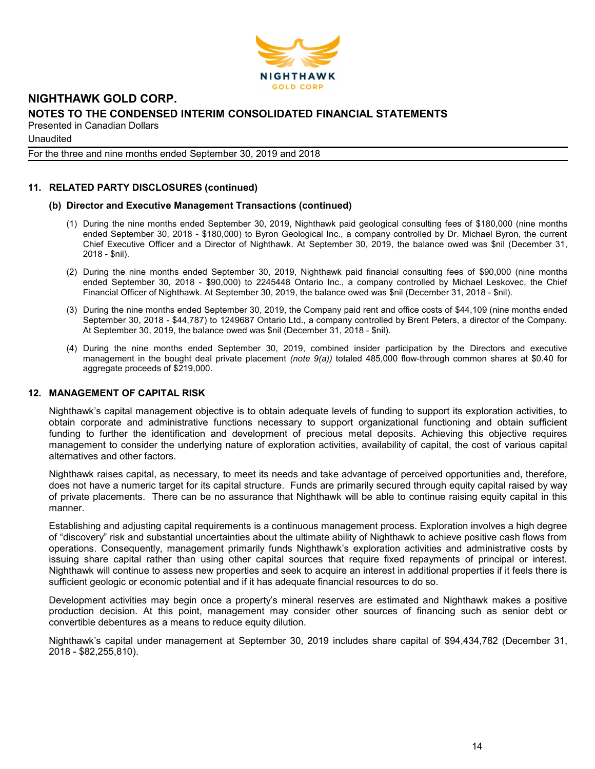## 11. RELATED PARTY DISCLOSURES (continued)

### (b) Director and Executive Management Transactions (continued)

(1) During the nine months ended September 30, 2019, Nighthawk paid geological consulting fees of $180,000 (nine months ended September 30, 2018 - $180,000) to Byron Geological Inc., a company controlled by Dr. Michael Byron, the current Chief Executive Officer and a Director of Nighthawk. At September 30, 2019, the balance owed was $nil (December 31, 2018 - $nil).

(2) During the nine months ended September 30, 2019, Nighthawk paid financial consulting fees of $90,000 (nine months ended September 30, 2018 - $90,000) to 2245448 Ontario Inc., a company controlled by Michael Leskovec, the Chief Financial Officer of Nighthawk. At September 30, 2019, the balance owed was $nil (December 31, 2018 - $nil).

(3) During the nine months ended September 30, 2019, the Company paid rent and office costs of $44,109 (nine months ended September 30, 2018 - $44,787) to 1249687 Ontario Ltd., a company controlled by Brent Peters, a director of the Company. At September 30, 2019, the balance owed was $nil (December 31, 2018 - $nil).

(4) During the nine months ended September 30, 2019, combined insider participation by the Directors and executive management in the bought deal private placement *(note 9(a))* totaled 485,000 flow-through common shares at $0.40 for aggregate proceeds of $219,000.

## 12. MANAGEMENT OF CAPITAL RISK

Nighthawk's capital management objective is to obtain adequate levels of funding to support its exploration activities, to obtain corporate and administrative functions necessary to support organizational functioning and obtain sufficient funding to further the identification and development of precious metal deposits. Achieving this objective requires management to consider the underlying nature of exploration activities, availability of capital, the cost of various capital alternatives and other factors.

Nighthawk raises capital, as necessary, to meet its needs and take advantage of perceived opportunities and, therefore, does not have a numeric target for its capital structure. Funds are primarily secured through equity capital raised by way of private placements. There can be no assurance that Nighthawk will be able to continue raising equity capital in this manner.

Establishing and adjusting capital requirements is a continuous management process. Exploration involves a high degree of "discovery" risk and substantial uncertainties about the ultimate ability of Nighthawk to achieve positive cash flows from operations. Consequently, management primarily funds Nighthawk's exploration activities and administrative costs by issuing share capital rather than using other capital sources that require fixed repayments of principal or interest. Nighthawk will continue to assess new properties and seek to acquire an interest in additional properties if it feels there is sufficient geologic or economic potential and if it has adequate financial resources to do so.

Development activities may begin once a property's mineral reserves are estimated and Nighthawk makes a positive production decision. At this point, management may consider other sources of financing such as senior debt or convertible debentures as a means to reduce equity dilution.

Nighthawk's capital under management at September 30, 2019 includes share capital of $94,434,782 (December 31, 2018 - $82,255,810).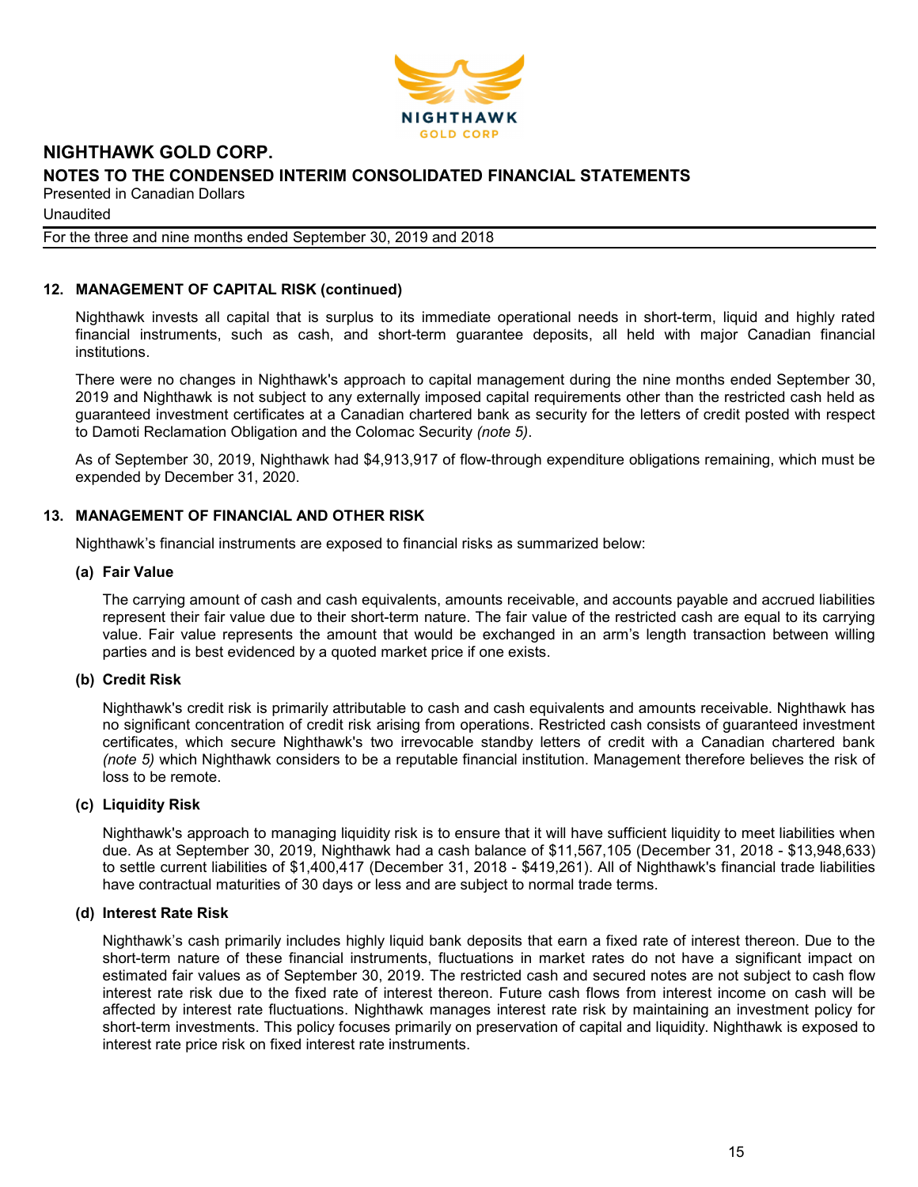## 12. MANAGEMENT OF CAPITAL RISK (continued)

Nighthawk invests all capital that is surplus to its immediate operational needs in short-term, liquid and highly rated financial instruments, such as cash, and short-term guarantee deposits, all held with major Canadian financial institutions.

There were no changes in Nighthawk's approach to capital management during the nine months ended September 30, 2019 and Nighthawk is not subject to any externally imposed capital requirements other than the restricted cash held as guaranteed investment certificates at a Canadian chartered bank as security for the letters of credit posted with respect to Damoti Reclamation Obligation and the Colomac Security *(note 5)*.

As of September 30, 2019, Nighthawk had $4,913,917 of flow-through expenditure obligations remaining, which must be expended by December 31, 2020.

## 13. MANAGEMENT OF FINANCIAL AND OTHER RISK

Nighthawk's financial instruments are exposed to financial risks as summarized below:

### (a) Fair Value

The carrying amount of cash and cash equivalents, amounts receivable, and accounts payable and accrued liabilities represent their fair value due to their short-term nature. The fair value of the restricted cash are equal to its carrying value. Fair value represents the amount that would be exchanged in an arm's length transaction between willing parties and is best evidenced by a quoted market price if one exists.

### (b) Credit Risk

Nighthawk's credit risk is primarily attributable to cash and cash equivalents and amounts receivable. Nighthawk has no significant concentration of credit risk arising from operations. Restricted cash consists of guaranteed investment certificates, which secure Nighthawk's two irrevocable standby letters of credit with a Canadian chartered bank *(note 5)* which Nighthawk considers to be a reputable financial institution. Management therefore believes the risk of loss to be remote.

### (c) Liquidity Risk

Nighthawk's approach to managing liquidity risk is to ensure that it will have sufficient liquidity to meet liabilities when due. As at September 30, 2019, Nighthawk had a cash balance of $11,567,105 (December 31, 2018 - $13,948,633) to settle current liabilities of $1,400,417 (December 31, 2018 - $419,261). All of Nighthawk's financial trade liabilities have contractual maturities of 30 days or less and are subject to normal trade terms.

### (d) Interest Rate Risk

Nighthawk's cash primarily includes highly liquid bank deposits that earn a fixed rate of interest thereon. Due to the short-term nature of these financial instruments, fluctuations in market rates do not have a significant impact on estimated fair values as of September 30, 2019. The restricted cash and secured notes are not subject to cash flow interest rate risk due to the fixed rate of interest thereon. Future cash flows from interest income on cash will be affected by interest rate fluctuations. Nighthawk manages interest rate risk by maintaining an investment policy for short-term investments. This policy focuses primarily on preservation of capital and liquidity. Nighthawk is exposed to interest rate price risk on fixed interest rate instruments.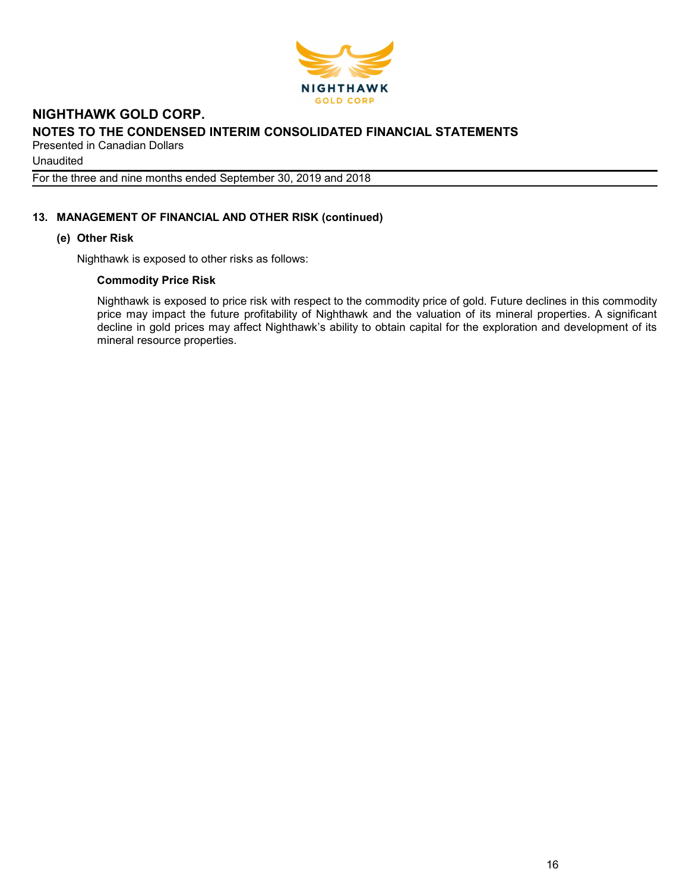## 13. MANAGEMENT OF FINANCIAL AND OTHER RISK (continued)

### (e) Other Risk

Nighthawk is exposed to other risks as follows:

**Commodity Price Risk**

Nighthawk is exposed to price risk with respect to the commodity price of gold. Future declines in this commodity price may impact the future profitability of Nighthawk and the valuation of its mineral properties. A significant decline in gold prices may affect Nighthawk's ability to obtain capital for the exploration and development of its mineral resource properties.